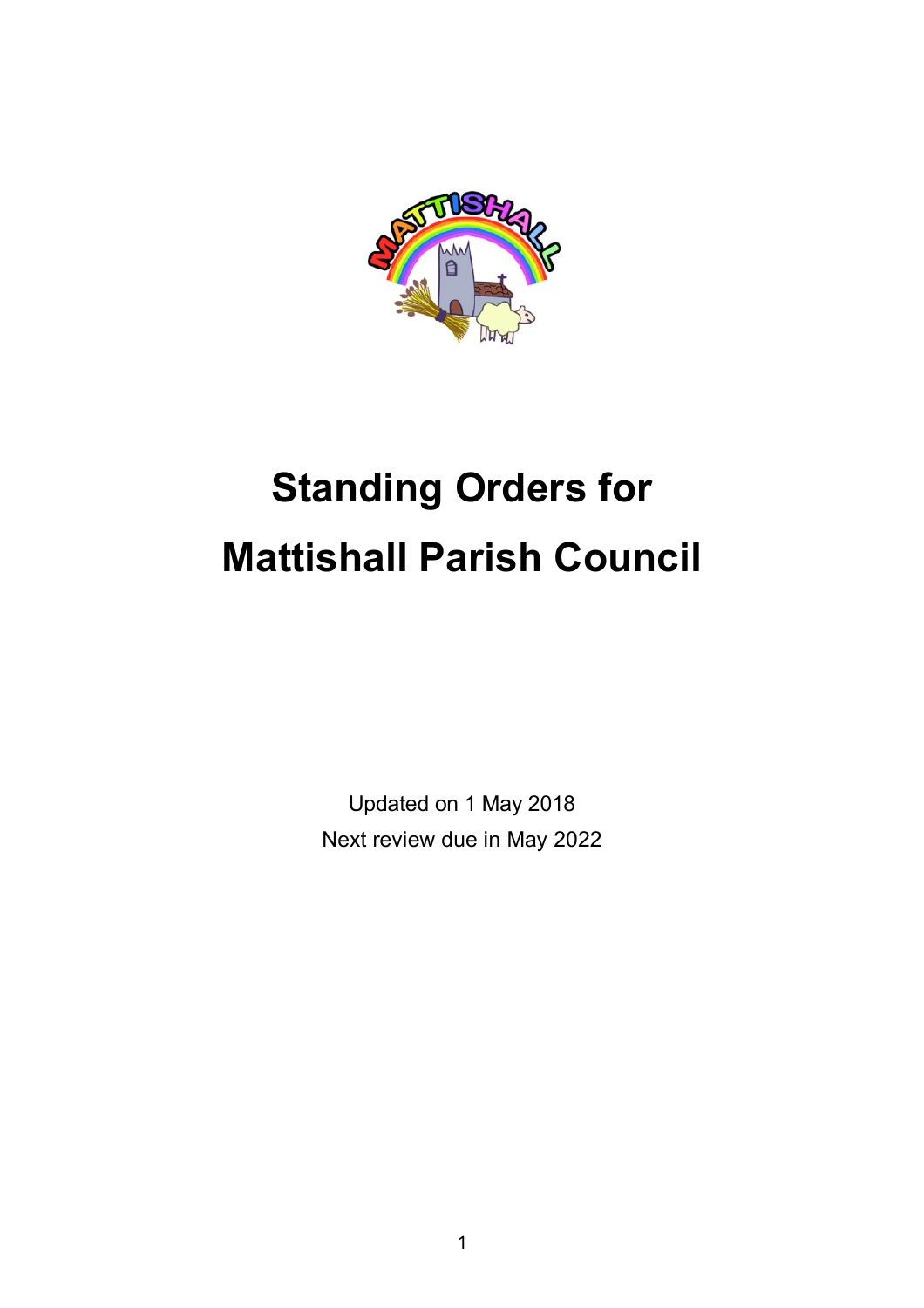# Standing Orders for Mattishall Parish Council

Updated on 1 May 2018

Next review due in May 2022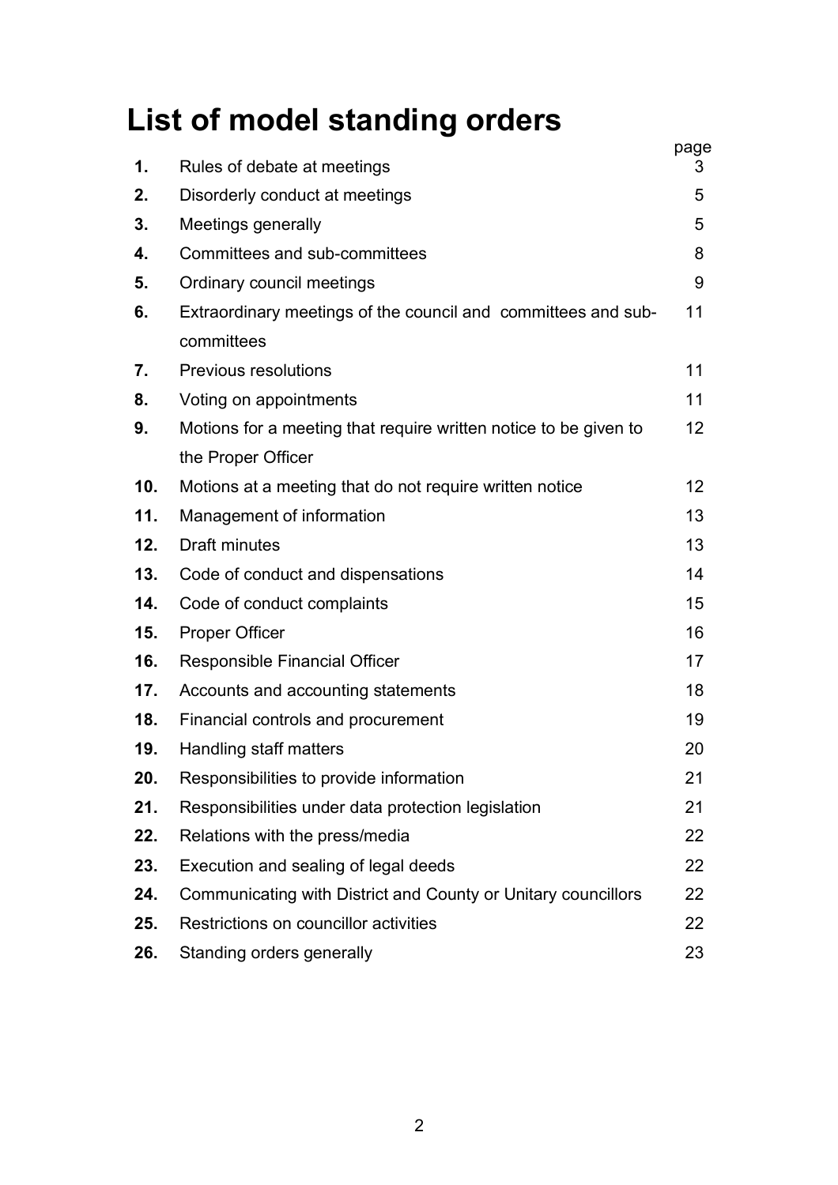# List of model standing orders

| | | page |
|---|---|---|
| **1.** | Rules of debate at meetings | 3 |
| **2.** | Disorderly conduct at meetings | 5 |
| **3.** | Meetings generally | 5 |
| **4.** | Committees and sub-committees | 8 |
| **5.** | Ordinary council meetings | 9 |
| **6.** | Extraordinary meetings of the council and committees and sub-committees | 11 |
| **7.** | Previous resolutions | 11 |
| **8.** | Voting on appointments | 11 |
| **9.** | Motions for a meeting that require written notice to be given to the Proper Officer | 12 |
| **10.** | Motions at a meeting that do not require written notice | 12 |
| **11.** | Management of information | 13 |
| **12.** | Draft minutes | 13 |
| **13.** | Code of conduct and dispensations | 14 |
| **14.** | Code of conduct complaints | 15 |
| **15.** | Proper Officer | 16 |
| **16.** | Responsible Financial Officer | 17 |
| **17.** | Accounts and accounting statements | 18 |
| **18.** | Financial controls and procurement | 19 |
| **19.** | Handling staff matters | 20 |
| **20.** | Responsibilities to provide information | 21 |
| **21.** | Responsibilities under data protection legislation | 21 |
| **22.** | Relations with the press/media | 22 |
| **23.** | Execution and sealing of legal deeds | 22 |
| **24.** | Communicating with District and County or Unitary councillors | 22 |
| **25.** | Restrictions on councillor activities | 22 |
| **26.** | Standing orders generally | 23 |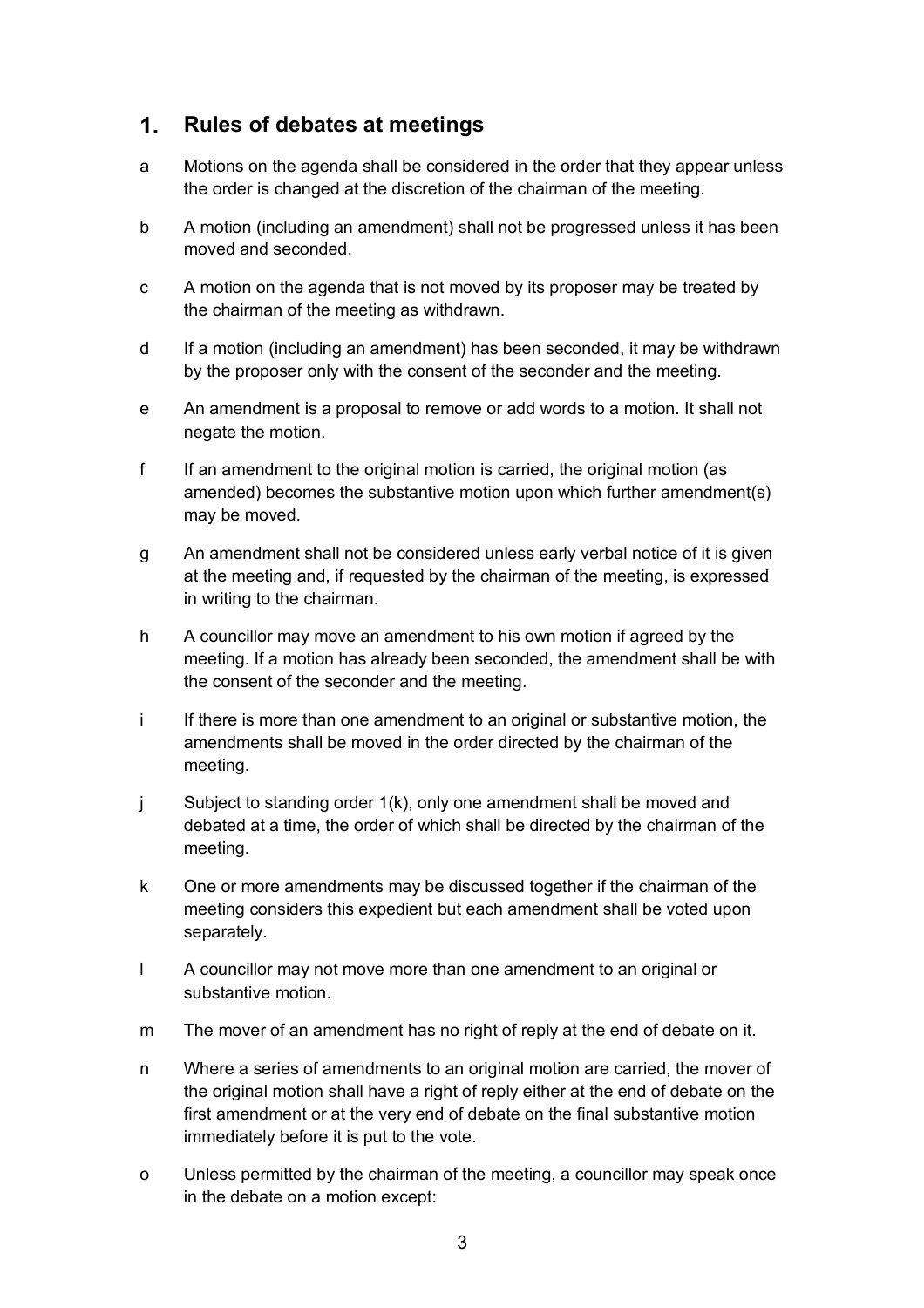## 1. Rules of debates at meetings

a Motions on the agenda shall be considered in the order that they appear unless the order is changed at the discretion of the chairman of the meeting.

b A motion (including an amendment) shall not be progressed unless it has been moved and seconded.

c A motion on the agenda that is not moved by its proposer may be treated by the chairman of the meeting as withdrawn.

d If a motion (including an amendment) has been seconded, it may be withdrawn by the proposer only with the consent of the seconder and the meeting.

e An amendment is a proposal to remove or add words to a motion. It shall not negate the motion.

f If an amendment to the original motion is carried, the original motion (as amended) becomes the substantive motion upon which further amendment(s) may be moved.

g An amendment shall not be considered unless early verbal notice of it is given at the meeting and, if requested by the chairman of the meeting, is expressed in writing to the chairman.

h A councillor may move an amendment to his own motion if agreed by the meeting. If a motion has already been seconded, the amendment shall be with the consent of the seconder and the meeting.

i If there is more than one amendment to an original or substantive motion, the amendments shall be moved in the order directed by the chairman of the meeting.

j Subject to standing order 1(k), only one amendment shall be moved and debated at a time, the order of which shall be directed by the chairman of the meeting.

k One or more amendments may be discussed together if the chairman of the meeting considers this expedient but each amendment shall be voted upon separately.

l A councillor may not move more than one amendment to an original or substantive motion.

m The mover of an amendment has no right of reply at the end of debate on it.

n Where a series of amendments to an original motion are carried, the mover of the original motion shall have a right of reply either at the end of debate on the first amendment or at the very end of debate on the final substantive motion immediately before it is put to the vote.

o Unless permitted by the chairman of the meeting, a councillor may speak once in the debate on a motion except: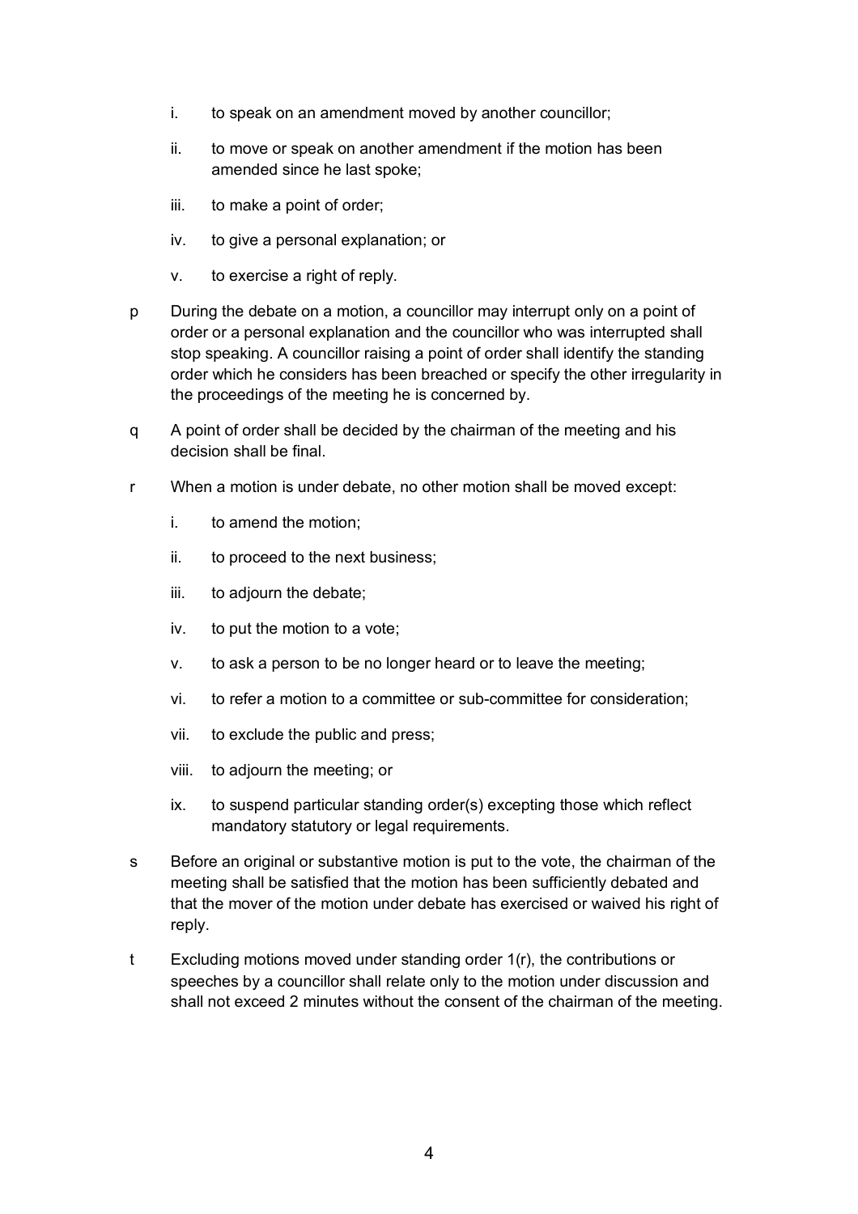i. to speak on an amendment moved by another councillor;

ii. to move or speak on another amendment if the motion has been amended since he last spoke;

iii. to make a point of order;

iv. to give a personal explanation; or

v. to exercise a right of reply.

p During the debate on a motion, a councillor may interrupt only on a point of order or a personal explanation and the councillor who was interrupted shall stop speaking. A councillor raising a point of order shall identify the standing order which he considers has been breached or specify the other irregularity in the proceedings of the meeting he is concerned by.

q A point of order shall be decided by the chairman of the meeting and his decision shall be final.

r When a motion is under debate, no other motion shall be moved except:

i. to amend the motion;

ii. to proceed to the next business;

iii. to adjourn the debate;

iv. to put the motion to a vote;

v. to ask a person to be no longer heard or to leave the meeting;

vi. to refer a motion to a committee or sub-committee for consideration;

vii. to exclude the public and press;

viii. to adjourn the meeting; or

ix. to suspend particular standing order(s) excepting those which reflect mandatory statutory or legal requirements.

s Before an original or substantive motion is put to the vote, the chairman of the meeting shall be satisfied that the motion has been sufficiently debated and that the mover of the motion under debate has exercised or waived his right of reply.

t Excluding motions moved under standing order 1(r), the contributions or speeches by a councillor shall relate only to the motion under discussion and shall not exceed 2 minutes without the consent of the chairman of the meeting.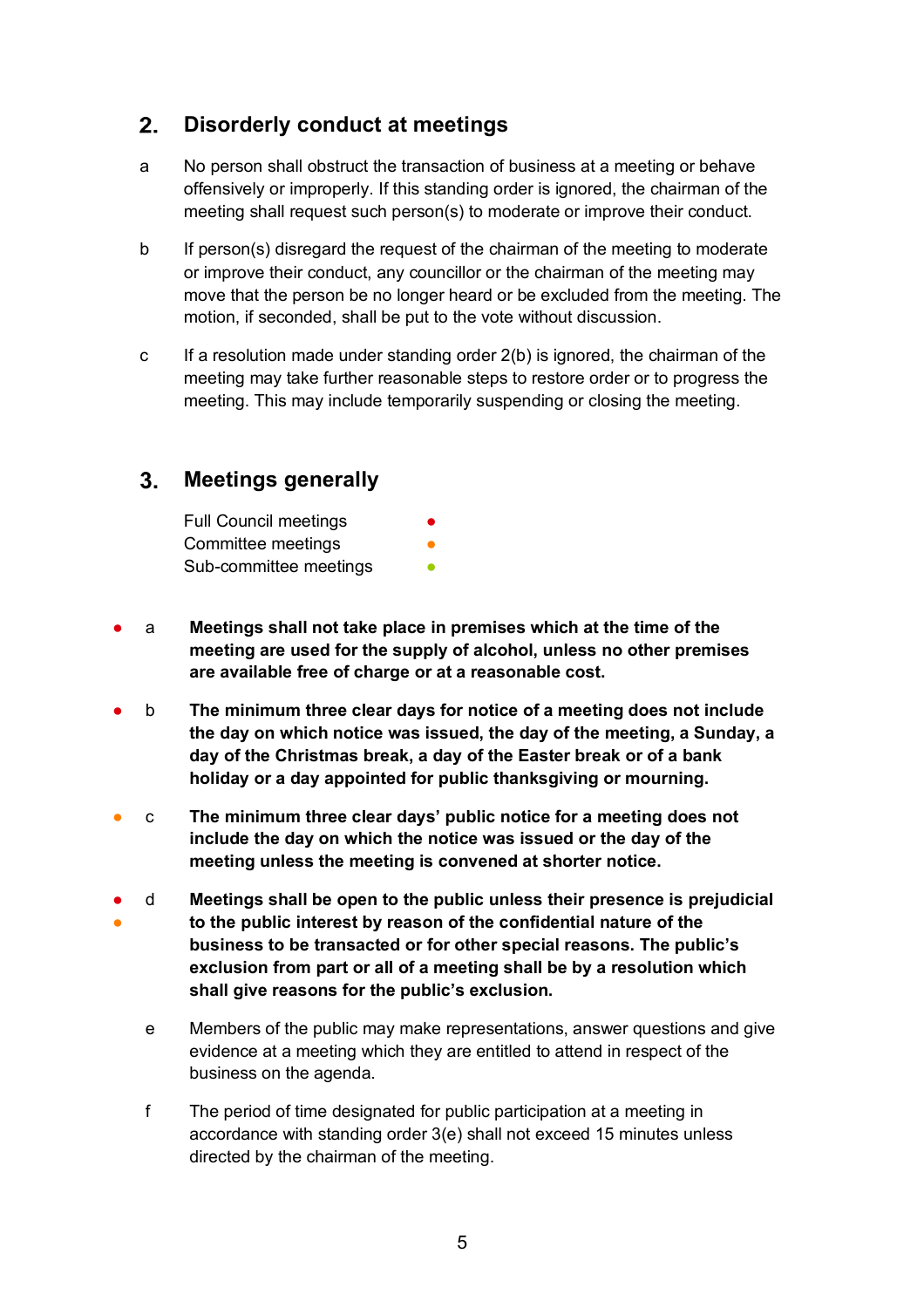## 2. Disorderly conduct at meetings

a No person shall obstruct the transaction of business at a meeting or behave offensively or improperly. If this standing order is ignored, the chairman of the meeting shall request such person(s) to moderate or improve their conduct.

b If person(s) disregard the request of the chairman of the meeting to moderate or improve their conduct, any councillor or the chairman of the meeting may move that the person be no longer heard or be excluded from the meeting. The motion, if seconded, shall be put to the vote without discussion.

c If a resolution made under standing order 2(b) is ignored, the chairman of the meeting may take further reasonable steps to restore order or to progress the meeting. This may include temporarily suspending or closing the meeting.

## 3. Meetings generally

Full Council meetings ● (red)
Committee meetings ● (orange)
Sub-committee meetings ● (green)

● (red) a **Meetings shall not take place in premises which at the time of the meeting are used for the supply of alcohol, unless no other premises are available free of charge or at a reasonable cost.**

● (red) b **The minimum three clear days for notice of a meeting does not include the day on which notice was issued, the day of the meeting, a Sunday, a day of the Christmas break, a day of the Easter break or of a bank holiday or a day appointed for public thanksgiving or mourning.**

● (orange) c **The minimum three clear days' public notice for a meeting does not include the day on which the notice was issued or the day of the meeting unless the meeting is convened at shorter notice.**

● (red) ● (orange) d **Meetings shall be open to the public unless their presence is prejudicial to the public interest by reason of the confidential nature of the business to be transacted or for other special reasons. The public's exclusion from part or all of a meeting shall be by a resolution which shall give reasons for the public's exclusion.**

e Members of the public may make representations, answer questions and give evidence at a meeting which they are entitled to attend in respect of the business on the agenda.

f The period of time designated for public participation at a meeting in accordance with standing order 3(e) shall not exceed 15 minutes unless directed by the chairman of the meeting.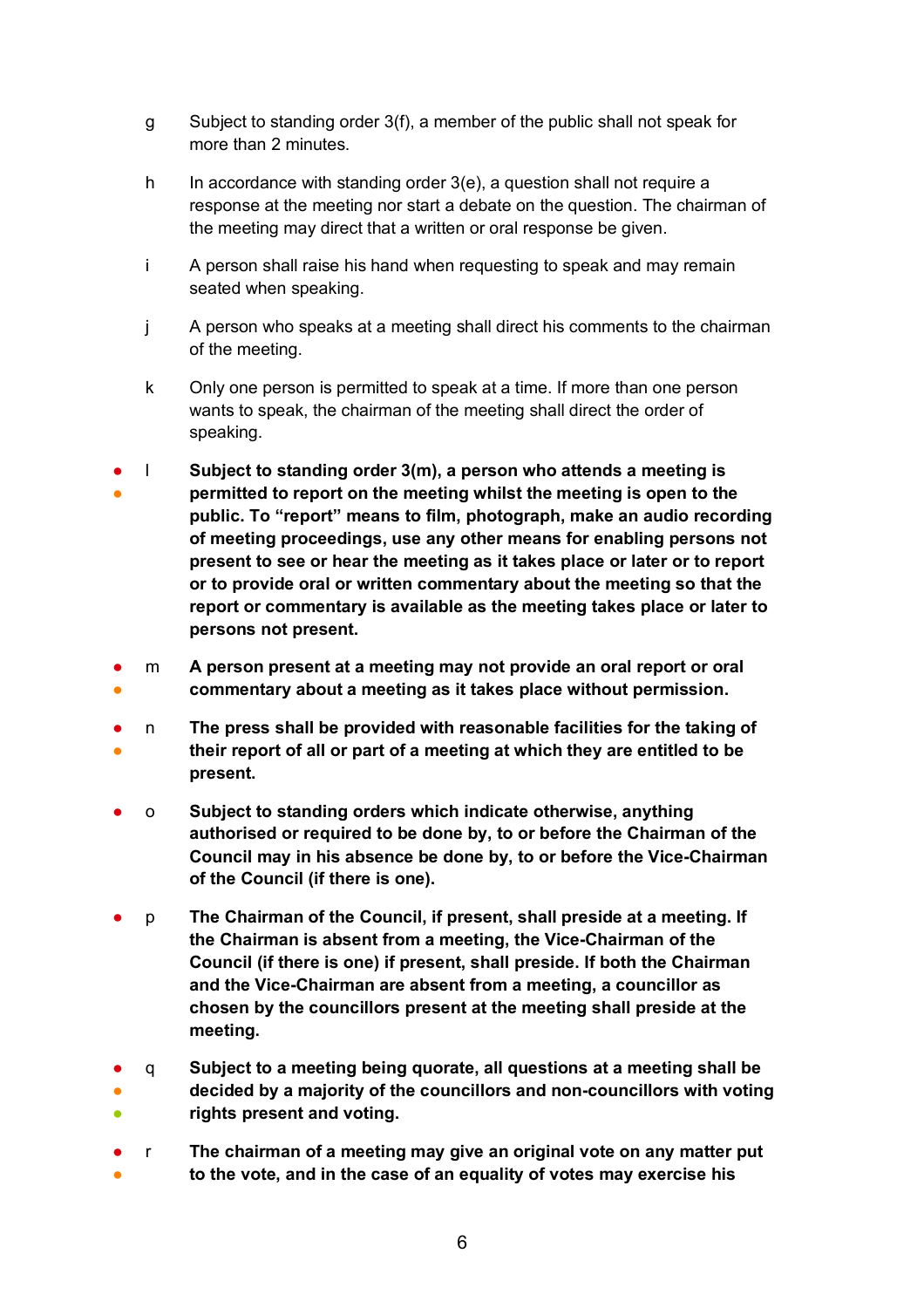g Subject to standing order 3(f), a member of the public shall not speak for more than 2 minutes.

h In accordance with standing order 3(e), a question shall not require a response at the meeting nor start a debate on the question. The chairman of the meeting may direct that a written or oral response be given.

i A person shall raise his hand when requesting to speak and may remain seated when speaking.

j A person who speaks at a meeting shall direct his comments to the chairman of the meeting.

k Only one person is permitted to speak at a time. If more than one person wants to speak, the chairman of the meeting shall direct the order of speaking.

● ● l **Subject to standing order 3(m), a person who attends a meeting is permitted to report on the meeting whilst the meeting is open to the public. To "report" means to film, photograph, make an audio recording of meeting proceedings, use any other means for enabling persons not present to see or hear the meeting as it takes place or later or to report or to provide oral or written commentary about the meeting so that the report or commentary is available as the meeting takes place or later to persons not present.**

● ● m **A person present at a meeting may not provide an oral report or oral commentary about a meeting as it takes place without permission.**

● ● n **The press shall be provided with reasonable facilities for the taking of their report of all or part of a meeting at which they are entitled to be present.**

● o **Subject to standing orders which indicate otherwise, anything authorised or required to be done by, to or before the Chairman of the Council may in his absence be done by, to or before the Vice-Chairman of the Council (if there is one).**

● p **The Chairman of the Council, if present, shall preside at a meeting. If the Chairman is absent from a meeting, the Vice-Chairman of the Council (if there is one) if present, shall preside. If both the Chairman and the Vice-Chairman are absent from a meeting, a councillor as chosen by the councillors present at the meeting shall preside at the meeting.**

● ● ● q **Subject to a meeting being quorate, all questions at a meeting shall be decided by a majority of the councillors and non-councillors with voting rights present and voting.**

● ● r **The chairman of a meeting may give an original vote on any matter put to the vote, and in the case of an equality of votes may exercise his**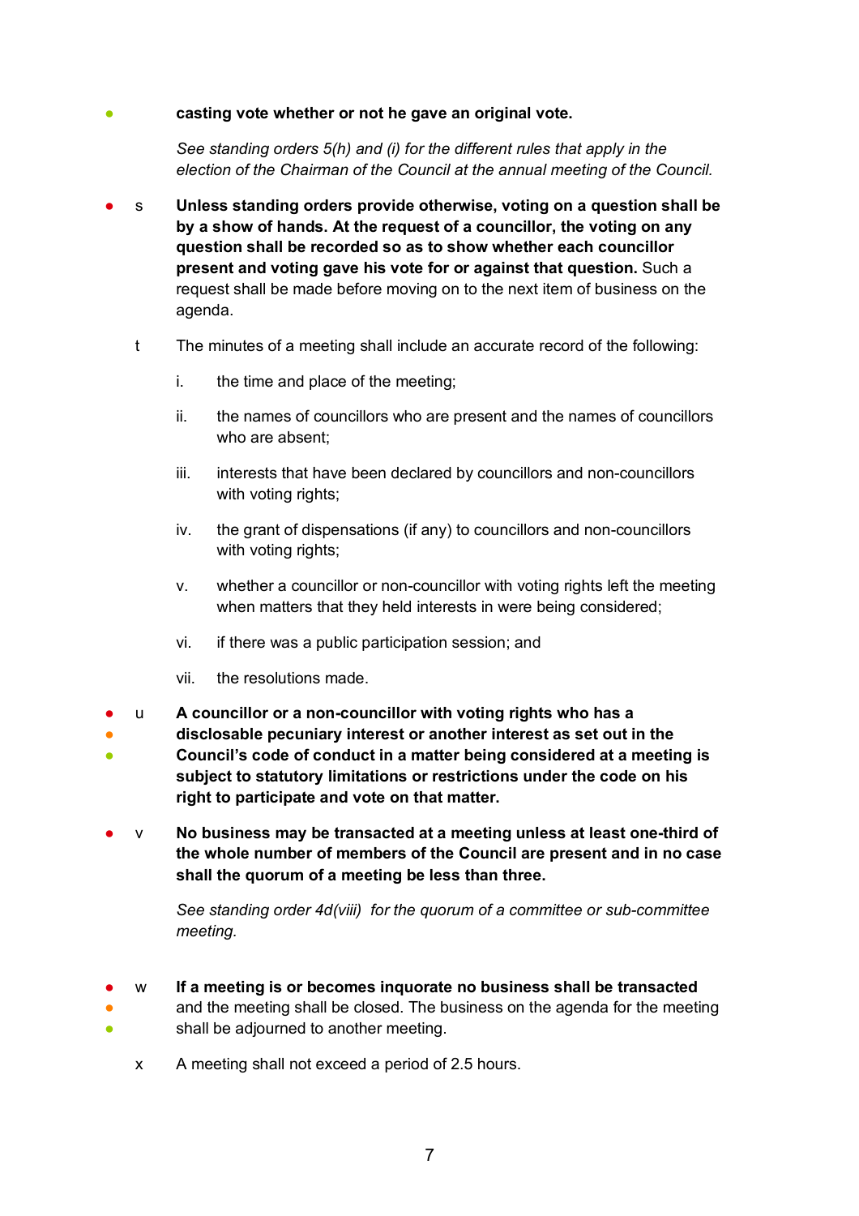● **casting vote whether or not he gave an original vote.**

*See standing orders 5(h) and (i) for the different rules that apply in the election of the Chairman of the Council at the annual meeting of the Council.*

● s **Unless standing orders provide otherwise, voting on a question shall be by a show of hands. At the request of a councillor, the voting on any question shall be recorded so as to show whether each councillor present and voting gave his vote for or against that question.** Such a request shall be made before moving on to the next item of business on the agenda.

t The minutes of a meeting shall include an accurate record of the following:

i. the time and place of the meeting;

ii. the names of councillors who are present and the names of councillors who are absent;

iii. interests that have been declared by councillors and non-councillors with voting rights;

iv. the grant of dispensations (if any) to councillors and non-councillors with voting rights;

v. whether a councillor or non-councillor with voting rights left the meeting when matters that they held interests in were being considered;

vi. if there was a public participation session; and

vii. the resolutions made.

● ● ● u **A councillor or a non-councillor with voting rights who has a disclosable pecuniary interest or another interest as set out in the Council's code of conduct in a matter being considered at a meeting is subject to statutory limitations or restrictions under the code on his right to participate and vote on that matter.**

● v **No business may be transacted at a meeting unless at least one-third of the whole number of members of the Council are present and in no case shall the quorum of a meeting be less than three.**

*See standing order 4d(viii) for the quorum of a committee or sub-committee meeting.*

● ● ● w **If a meeting is or becomes inquorate no business shall be transacted** and the meeting shall be closed. The business on the agenda for the meeting shall be adjourned to another meeting.

x A meeting shall not exceed a period of 2.5 hours.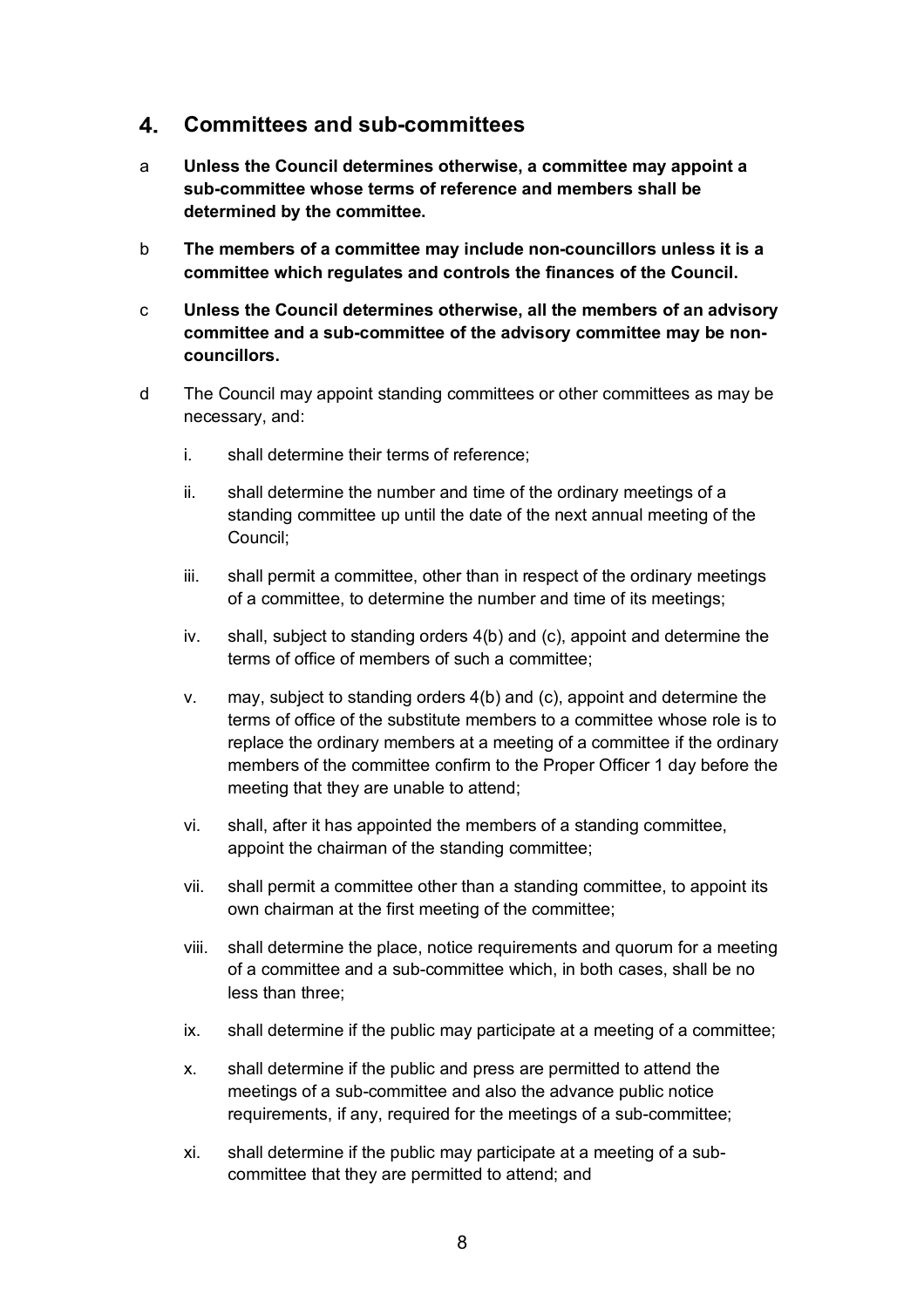## 4. Committees and sub-committees

a **Unless the Council determines otherwise, a committee may appoint a sub-committee whose terms of reference and members shall be determined by the committee.**

b **The members of a committee may include non-councillors unless it is a committee which regulates and controls the finances of the Council.**

c **Unless the Council determines otherwise, all the members of an advisory committee and a sub-committee of the advisory committee may be non-councillors.**

d The Council may appoint standing committees or other committees as may be necessary, and:

i. shall determine their terms of reference;

ii. shall determine the number and time of the ordinary meetings of a standing committee up until the date of the next annual meeting of the Council;

iii. shall permit a committee, other than in respect of the ordinary meetings of a committee, to determine the number and time of its meetings;

iv. shall, subject to standing orders 4(b) and (c), appoint and determine the terms of office of members of such a committee;

v. may, subject to standing orders 4(b) and (c), appoint and determine the terms of office of the substitute members to a committee whose role is to replace the ordinary members at a meeting of a committee if the ordinary members of the committee confirm to the Proper Officer 1 day before the meeting that they are unable to attend;

vi. shall, after it has appointed the members of a standing committee, appoint the chairman of the standing committee;

vii. shall permit a committee other than a standing committee, to appoint its own chairman at the first meeting of the committee;

viii. shall determine the place, notice requirements and quorum for a meeting of a committee and a sub-committee which, in both cases, shall be no less than three;

ix. shall determine if the public may participate at a meeting of a committee;

x. shall determine if the public and press are permitted to attend the meetings of a sub-committee and also the advance public notice requirements, if any, required for the meetings of a sub-committee;

xi. shall determine if the public may participate at a meeting of a sub-committee that they are permitted to attend; and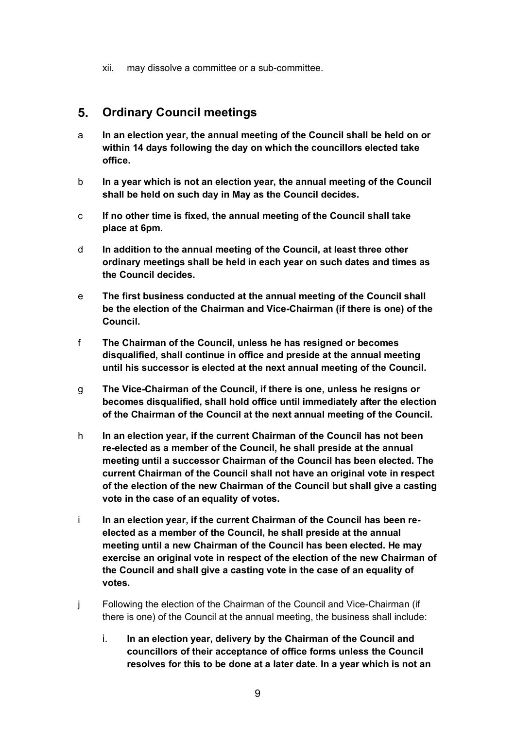xii. may dissolve a committee or a sub-committee.

## 5. Ordinary Council meetings

a **In an election year, the annual meeting of the Council shall be held on or within 14 days following the day on which the councillors elected take office.**

b **In a year which is not an election year, the annual meeting of the Council shall be held on such day in May as the Council decides.**

c **If no other time is fixed, the annual meeting of the Council shall take place at 6pm.**

d **In addition to the annual meeting of the Council, at least three other ordinary meetings shall be held in each year on such dates and times as the Council decides.**

e **The first business conducted at the annual meeting of the Council shall be the election of the Chairman and Vice-Chairman (if there is one) of the Council.**

f **The Chairman of the Council, unless he has resigned or becomes disqualified, shall continue in office and preside at the annual meeting until his successor is elected at the next annual meeting of the Council.**

g **The Vice-Chairman of the Council, if there is one, unless he resigns or becomes disqualified, shall hold office until immediately after the election of the Chairman of the Council at the next annual meeting of the Council.**

h **In an election year, if the current Chairman of the Council has not been re-elected as a member of the Council, he shall preside at the annual meeting until a successor Chairman of the Council has been elected. The current Chairman of the Council shall not have an original vote in respect of the election of the new Chairman of the Council but shall give a casting vote in the case of an equality of votes.**

i **In an election year, if the current Chairman of the Council has been re-elected as a member of the Council, he shall preside at the annual meeting until a new Chairman of the Council has been elected. He may exercise an original vote in respect of the election of the new Chairman of the Council and shall give a casting vote in the case of an equality of votes.**

j Following the election of the Chairman of the Council and Vice-Chairman (if there is one) of the Council at the annual meeting, the business shall include:

i. **In an election year, delivery by the Chairman of the Council and councillors of their acceptance of office forms unless the Council resolves for this to be done at a later date. In a year which is not an**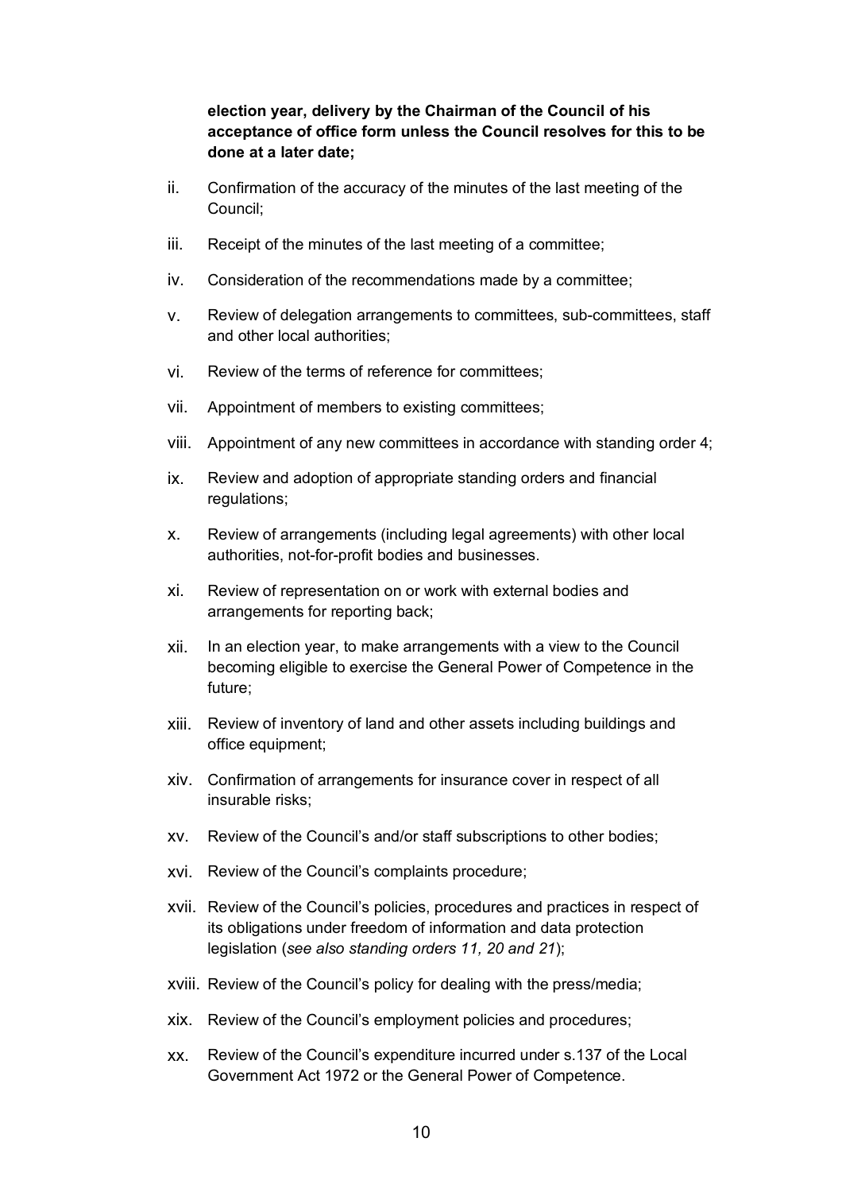**election year, delivery by the Chairman of the Council of his acceptance of office form unless the Council resolves for this to be done at a later date;**

ii. Confirmation of the accuracy of the minutes of the last meeting of the Council;

iii. Receipt of the minutes of the last meeting of a committee;

iv. Consideration of the recommendations made by a committee;

v. Review of delegation arrangements to committees, sub-committees, staff and other local authorities;

vi. Review of the terms of reference for committees;

vii. Appointment of members to existing committees;

viii. Appointment of any new committees in accordance with standing order 4;

ix. Review and adoption of appropriate standing orders and financial regulations;

x. Review of arrangements (including legal agreements) with other local authorities, not-for-profit bodies and businesses.

xi. Review of representation on or work with external bodies and arrangements for reporting back;

xii. In an election year, to make arrangements with a view to the Council becoming eligible to exercise the General Power of Competence in the future;

xiii. Review of inventory of land and other assets including buildings and office equipment;

xiv. Confirmation of arrangements for insurance cover in respect of all insurable risks;

xv. Review of the Council's and/or staff subscriptions to other bodies;

xvi. Review of the Council's complaints procedure;

xvii. Review of the Council's policies, procedures and practices in respect of its obligations under freedom of information and data protection legislation (*see also standing orders 11, 20 and 21*);

xviii. Review of the Council's policy for dealing with the press/media;

xix. Review of the Council's employment policies and procedures;

xx. Review of the Council's expenditure incurred under s.137 of the Local Government Act 1972 or the General Power of Competence.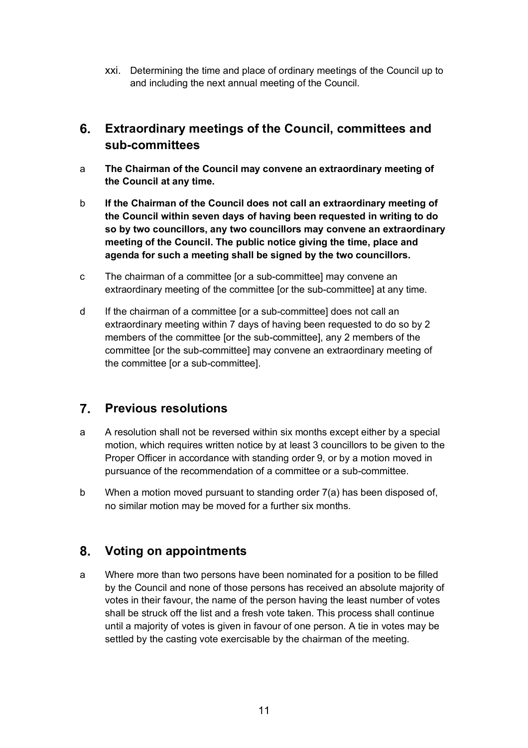xxi. Determining the time and place of ordinary meetings of the Council up to and including the next annual meeting of the Council.

## 6. Extraordinary meetings of the Council, committees and sub-committees

a **The Chairman of the Council may convene an extraordinary meeting of the Council at any time.**

b **If the Chairman of the Council does not call an extraordinary meeting of the Council within seven days of having been requested in writing to do so by two councillors, any two councillors may convene an extraordinary meeting of the Council. The public notice giving the time, place and agenda for such a meeting shall be signed by the two councillors.**

c The chairman of a committee [or a sub-committee] may convene an extraordinary meeting of the committee [or the sub-committee] at any time.

d If the chairman of a committee [or a sub-committee] does not call an extraordinary meeting within 7 days of having been requested to do so by 2 members of the committee [or the sub-committee], any 2 members of the committee [or the sub-committee] may convene an extraordinary meeting of the committee [or a sub-committee].

## 7. Previous resolutions

a A resolution shall not be reversed within six months except either by a special motion, which requires written notice by at least 3 councillors to be given to the Proper Officer in accordance with standing order 9, or by a motion moved in pursuance of the recommendation of a committee or a sub-committee.

b When a motion moved pursuant to standing order 7(a) has been disposed of, no similar motion may be moved for a further six months.

## 8. Voting on appointments

a Where more than two persons have been nominated for a position to be filled by the Council and none of those persons has received an absolute majority of votes in their favour, the name of the person having the least number of votes shall be struck off the list and a fresh vote taken. This process shall continue until a majority of votes is given in favour of one person. A tie in votes may be settled by the casting vote exercisable by the chairman of the meeting.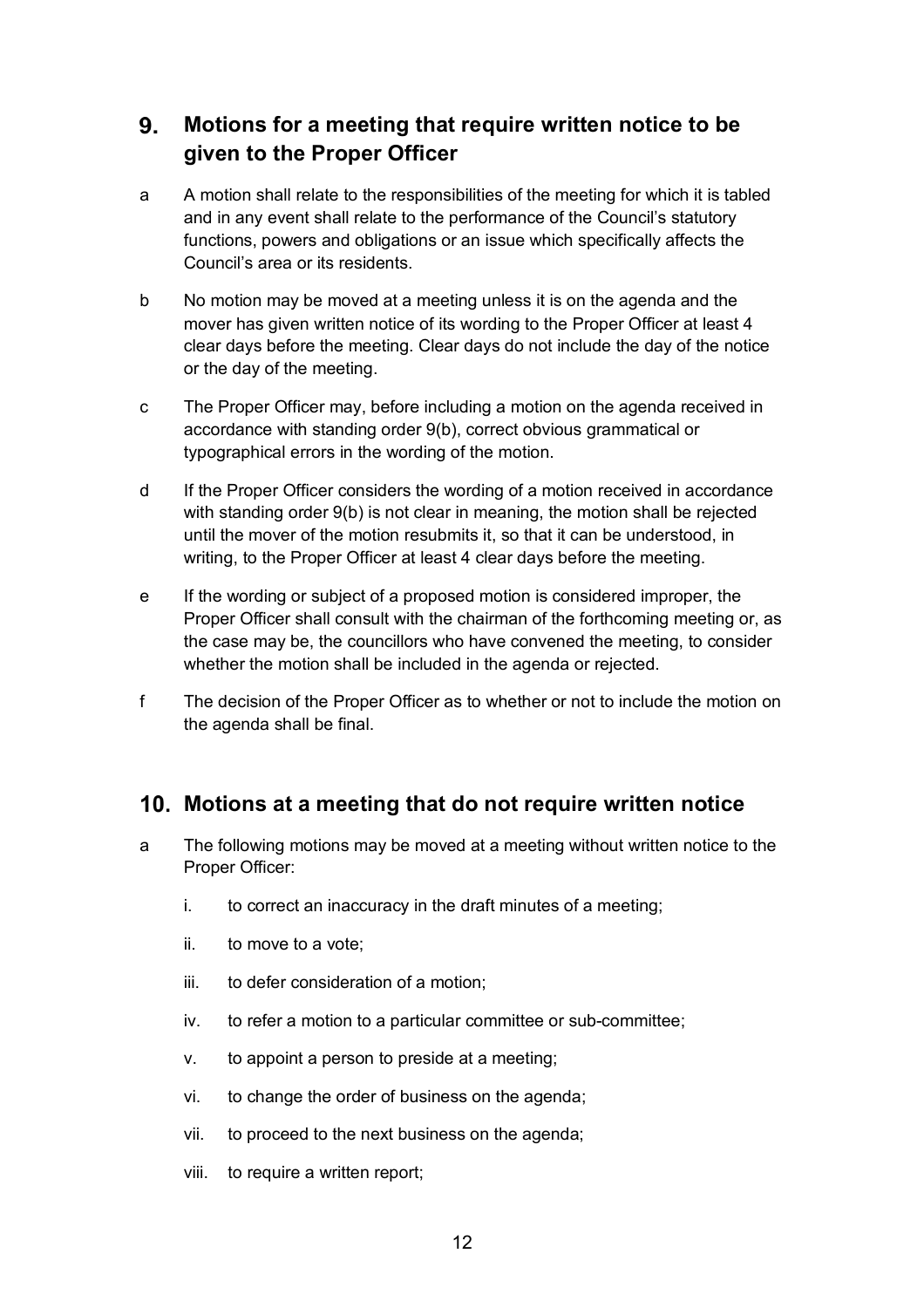## 9. Motions for a meeting that require written notice to be given to the Proper Officer

a A motion shall relate to the responsibilities of the meeting for which it is tabled and in any event shall relate to the performance of the Council's statutory functions, powers and obligations or an issue which specifically affects the Council's area or its residents.

b No motion may be moved at a meeting unless it is on the agenda and the mover has given written notice of its wording to the Proper Officer at least 4 clear days before the meeting. Clear days do not include the day of the notice or the day of the meeting.

c The Proper Officer may, before including a motion on the agenda received in accordance with standing order 9(b), correct obvious grammatical or typographical errors in the wording of the motion.

d If the Proper Officer considers the wording of a motion received in accordance with standing order 9(b) is not clear in meaning, the motion shall be rejected until the mover of the motion resubmits it, so that it can be understood, in writing, to the Proper Officer at least 4 clear days before the meeting.

e If the wording or subject of a proposed motion is considered improper, the Proper Officer shall consult with the chairman of the forthcoming meeting or, as the case may be, the councillors who have convened the meeting, to consider whether the motion shall be included in the agenda or rejected.

f The decision of the Proper Officer as to whether or not to include the motion on the agenda shall be final.

## 10. Motions at a meeting that do not require written notice

a The following motions may be moved at a meeting without written notice to the Proper Officer:

  i. to correct an inaccuracy in the draft minutes of a meeting;

  ii. to move to a vote;

  iii. to defer consideration of a motion;

  iv. to refer a motion to a particular committee or sub-committee;

  v. to appoint a person to preside at a meeting;

  vi. to change the order of business on the agenda;

  vii. to proceed to the next business on the agenda;

  viii. to require a written report;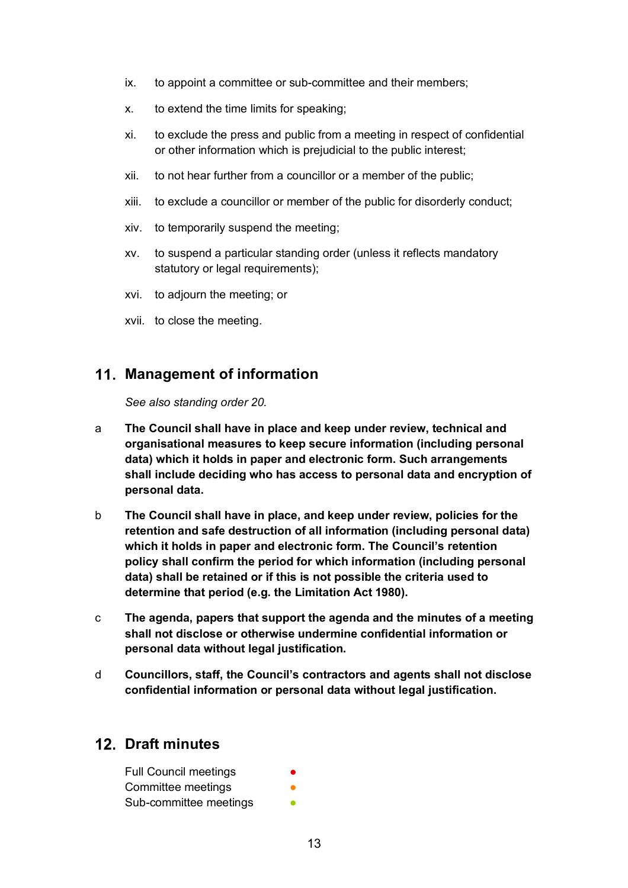ix. to appoint a committee or sub-committee and their members;

x. to extend the time limits for speaking;

xi. to exclude the press and public from a meeting in respect of confidential or other information which is prejudicial to the public interest;

xii. to not hear further from a councillor or a member of the public;

xiii. to exclude a councillor or member of the public for disorderly conduct;

xiv. to temporarily suspend the meeting;

xv. to suspend a particular standing order (unless it reflects mandatory statutory or legal requirements);

xvi. to adjourn the meeting; or

xvii. to close the meeting.

## 11. Management of information

*See also standing order 20.*

a **The Council shall have in place and keep under review, technical and organisational measures to keep secure information (including personal data) which it holds in paper and electronic form. Such arrangements shall include deciding who has access to personal data and encryption of personal data.**

b **The Council shall have in place, and keep under review, policies for the retention and safe destruction of all information (including personal data) which it holds in paper and electronic form. The Council's retention policy shall confirm the period for which information (including personal data) shall be retained or if this is not possible the criteria used to determine that period (e.g. the Limitation Act 1980).**

c **The agenda, papers that support the agenda and the minutes of a meeting shall not disclose or otherwise undermine confidential information or personal data without legal justification.**

d **Councillors, staff, the Council's contractors and agents shall not disclose confidential information or personal data without legal justification.**

## 12. Draft minutes

Full Council meetings ●
Committee meetings ●
Sub-committee meetings ●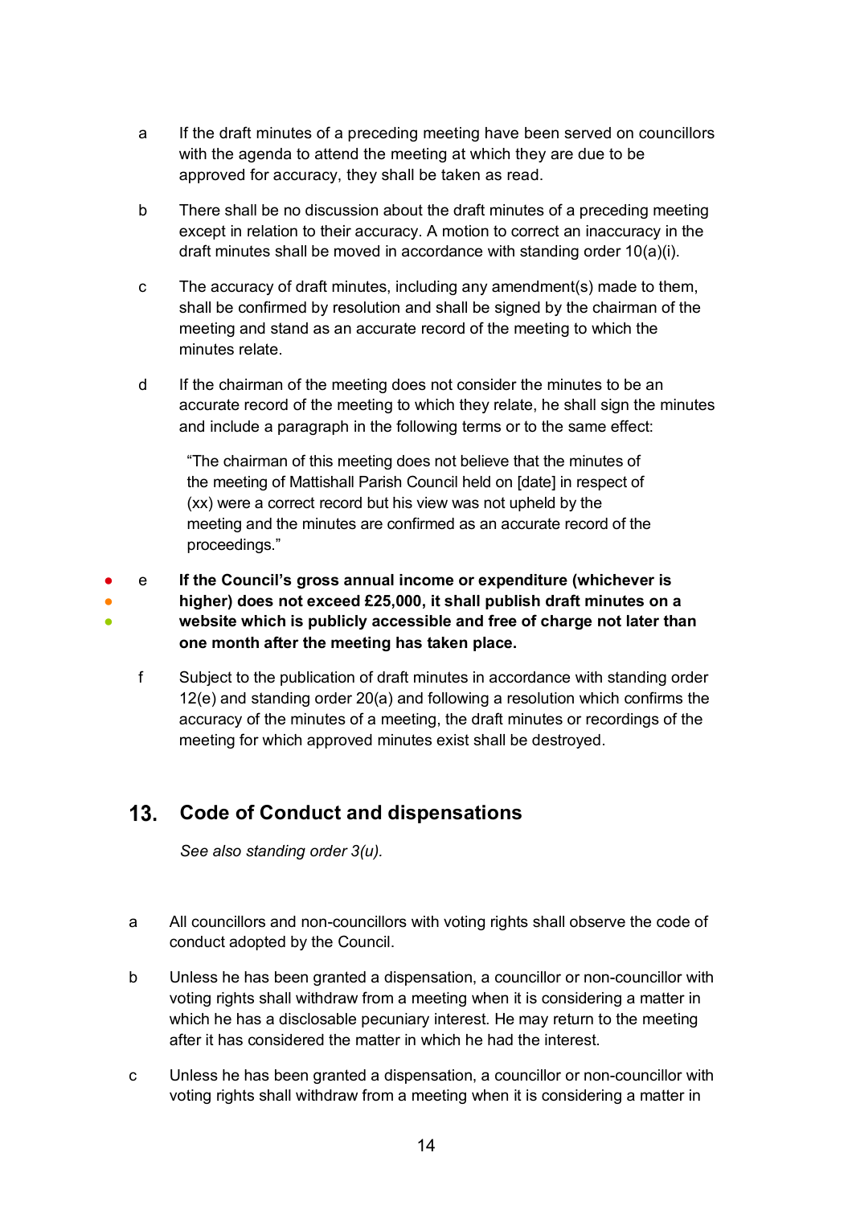a If the draft minutes of a preceding meeting have been served on councillors with the agenda to attend the meeting at which they are due to be approved for accuracy, they shall be taken as read.

b There shall be no discussion about the draft minutes of a preceding meeting except in relation to their accuracy. A motion to correct an inaccuracy in the draft minutes shall be moved in accordance with standing order 10(a)(i).

c The accuracy of draft minutes, including any amendment(s) made to them, shall be confirmed by resolution and shall be signed by the chairman of the meeting and stand as an accurate record of the meeting to which the minutes relate.

d If the chairman of the meeting does not consider the minutes to be an accurate record of the meeting to which they relate, he shall sign the minutes and include a paragraph in the following terms or to the same effect:

> "The chairman of this meeting does not believe that the minutes of the meeting of Mattishall Parish Council held on [date] in respect of (xx) were a correct record but his view was not upheld by the meeting and the minutes are confirmed as an accurate record of the proceedings."

e **If the Council's gross annual income or expenditure (whichever is higher) does not exceed £25,000, it shall publish draft minutes on a website which is publicly accessible and free of charge not later than one month after the meeting has taken place.**

f Subject to the publication of draft minutes in accordance with standing order 12(e) and standing order 20(a) and following a resolution which confirms the accuracy of the minutes of a meeting, the draft minutes or recordings of the meeting for which approved minutes exist shall be destroyed.

## 13. Code of Conduct and dispensations

*See also standing order 3(u).*

a All councillors and non-councillors with voting rights shall observe the code of conduct adopted by the Council.

b Unless he has been granted a dispensation, a councillor or non-councillor with voting rights shall withdraw from a meeting when it is considering a matter in which he has a disclosable pecuniary interest. He may return to the meeting after it has considered the matter in which he had the interest.

c Unless he has been granted a dispensation, a councillor or non-councillor with voting rights shall withdraw from a meeting when it is considering a matter in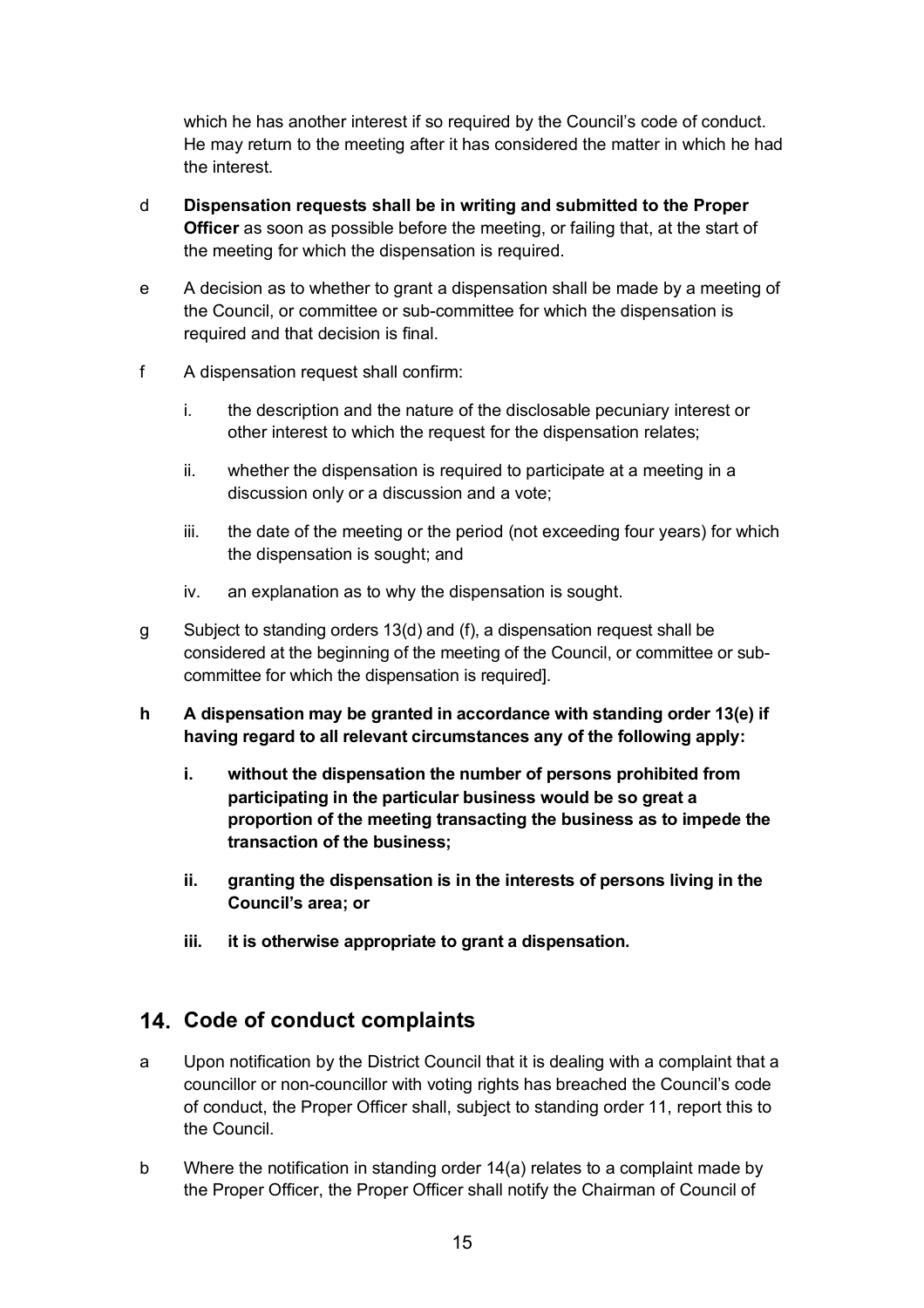which he has another interest if so required by the Council's code of conduct. He may return to the meeting after it has considered the matter in which he had the interest.

d **Dispensation requests shall be in writing and submitted to the Proper Officer** as soon as possible before the meeting, or failing that, at the start of the meeting for which the dispensation is required.

e A decision as to whether to grant a dispensation shall be made by a meeting of the Council, or committee or sub-committee for which the dispensation is required and that decision is final.

f A dispensation request shall confirm:

   i. the description and the nature of the disclosable pecuniary interest or other interest to which the request for the dispensation relates;

   ii. whether the dispensation is required to participate at a meeting in a discussion only or a discussion and a vote;

   iii. the date of the meeting or the period (not exceeding four years) for which the dispensation is sought; and

   iv. an explanation as to why the dispensation is sought.

g Subject to standing orders 13(d) and (f), a dispensation request shall be considered at the beginning of the meeting of the Council, or committee or sub-committee for which the dispensation is required].

**h A dispensation may be granted in accordance with standing order 13(e) if having regard to all relevant circumstances any of the following apply:**

   **i. without the dispensation the number of persons prohibited from participating in the particular business would be so great a proportion of the meeting transacting the business as to impede the transaction of the business;**

   **ii. granting the dispensation is in the interests of persons living in the Council's area; or**

   **iii. it is otherwise appropriate to grant a dispensation.**

## 14. Code of conduct complaints

a Upon notification by the District Council that it is dealing with a complaint that a councillor or non-councillor with voting rights has breached the Council's code of conduct, the Proper Officer shall, subject to standing order 11, report this to the Council.

b Where the notification in standing order 14(a) relates to a complaint made by the Proper Officer, the Proper Officer shall notify the Chairman of Council of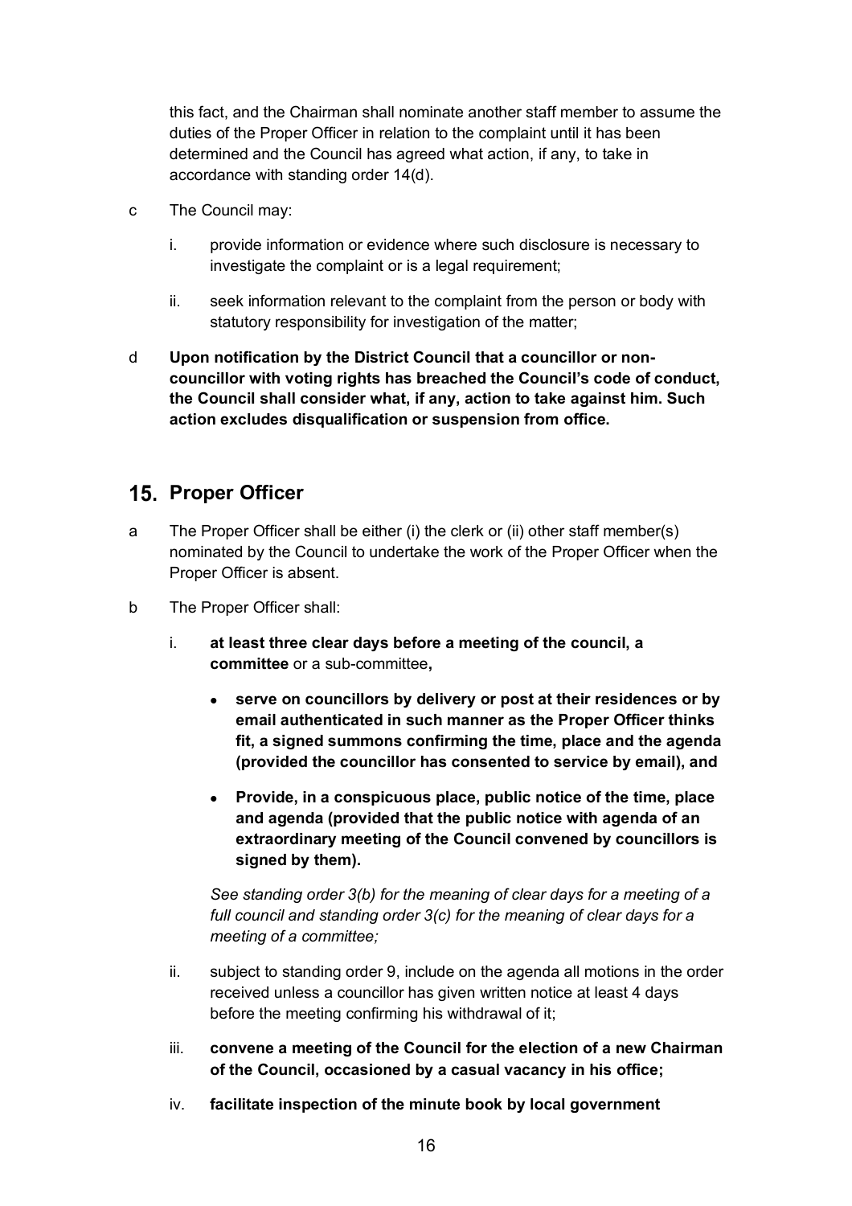this fact, and the Chairman shall nominate another staff member to assume the duties of the Proper Officer in relation to the complaint until it has been determined and the Council has agreed what action, if any, to take in accordance with standing order 14(d).

c The Council may:

  i. provide information or evidence where such disclosure is necessary to investigate the complaint or is a legal requirement;

  ii. seek information relevant to the complaint from the person or body with statutory responsibility for investigation of the matter;

d **Upon notification by the District Council that a councillor or non-councillor with voting rights has breached the Council's code of conduct, the Council shall consider what, if any, action to take against him. Such action excludes disqualification or suspension from office.**

## 15. Proper Officer

a The Proper Officer shall be either (i) the clerk or (ii) other staff member(s) nominated by the Council to undertake the work of the Proper Officer when the Proper Officer is absent.

b The Proper Officer shall:

  i. **at least three clear days before a meeting of the council, a committee** or a sub-committee**,**

  - **serve on councillors by delivery or post at their residences or by email authenticated in such manner as the Proper Officer thinks fit, a signed summons confirming the time, place and the agenda (provided the councillor has consented to service by email), and**
  - **Provide, in a conspicuous place, public notice of the time, place and agenda (provided that the public notice with agenda of an extraordinary meeting of the Council convened by councillors is signed by them).**

  *See standing order 3(b) for the meaning of clear days for a meeting of a full council and standing order 3(c) for the meaning of clear days for a meeting of a committee;*

  ii. subject to standing order 9, include on the agenda all motions in the order received unless a councillor has given written notice at least 4 days before the meeting confirming his withdrawal of it;

  iii. **convene a meeting of the Council for the election of a new Chairman of the Council, occasioned by a casual vacancy in his office;**

  iv. **facilitate inspection of the minute book by local government**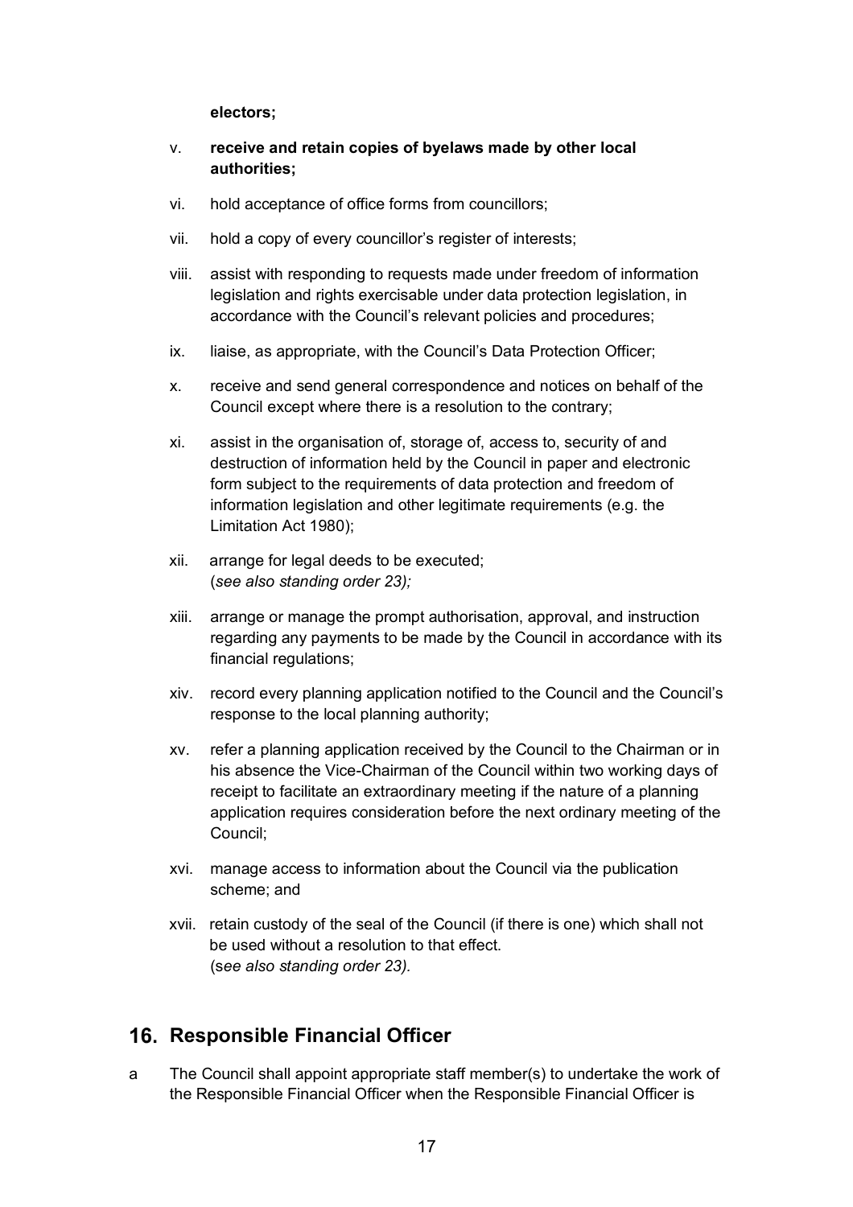**electors;**

v. **receive and retain copies of byelaws made by other local authorities;**

vi. hold acceptance of office forms from councillors;

vii. hold a copy of every councillor's register of interests;

viii. assist with responding to requests made under freedom of information legislation and rights exercisable under data protection legislation, in accordance with the Council's relevant policies and procedures;

ix. liaise, as appropriate, with the Council's Data Protection Officer;

x. receive and send general correspondence and notices on behalf of the Council except where there is a resolution to the contrary;

xi. assist in the organisation of, storage of, access to, security of and destruction of information held by the Council in paper and electronic form subject to the requirements of data protection and freedom of information legislation and other legitimate requirements (e.g. the Limitation Act 1980);

xii. arrange for legal deeds to be executed;
(*see also standing order 23);*

xiii. arrange or manage the prompt authorisation, approval, and instruction regarding any payments to be made by the Council in accordance with its financial regulations;

xiv. record every planning application notified to the Council and the Council's response to the local planning authority;

xv. refer a planning application received by the Council to the Chairman or in his absence the Vice-Chairman of the Council within two working days of receipt to facilitate an extraordinary meeting if the nature of a planning application requires consideration before the next ordinary meeting of the Council;

xvi. manage access to information about the Council via the publication scheme; and

xvii. retain custody of the seal of the Council (if there is one) which shall not be used without a resolution to that effect.
(s*ee also standing order 23).*

## 16. Responsible Financial Officer

a The Council shall appoint appropriate staff member(s) to undertake the work of the Responsible Financial Officer when the Responsible Financial Officer is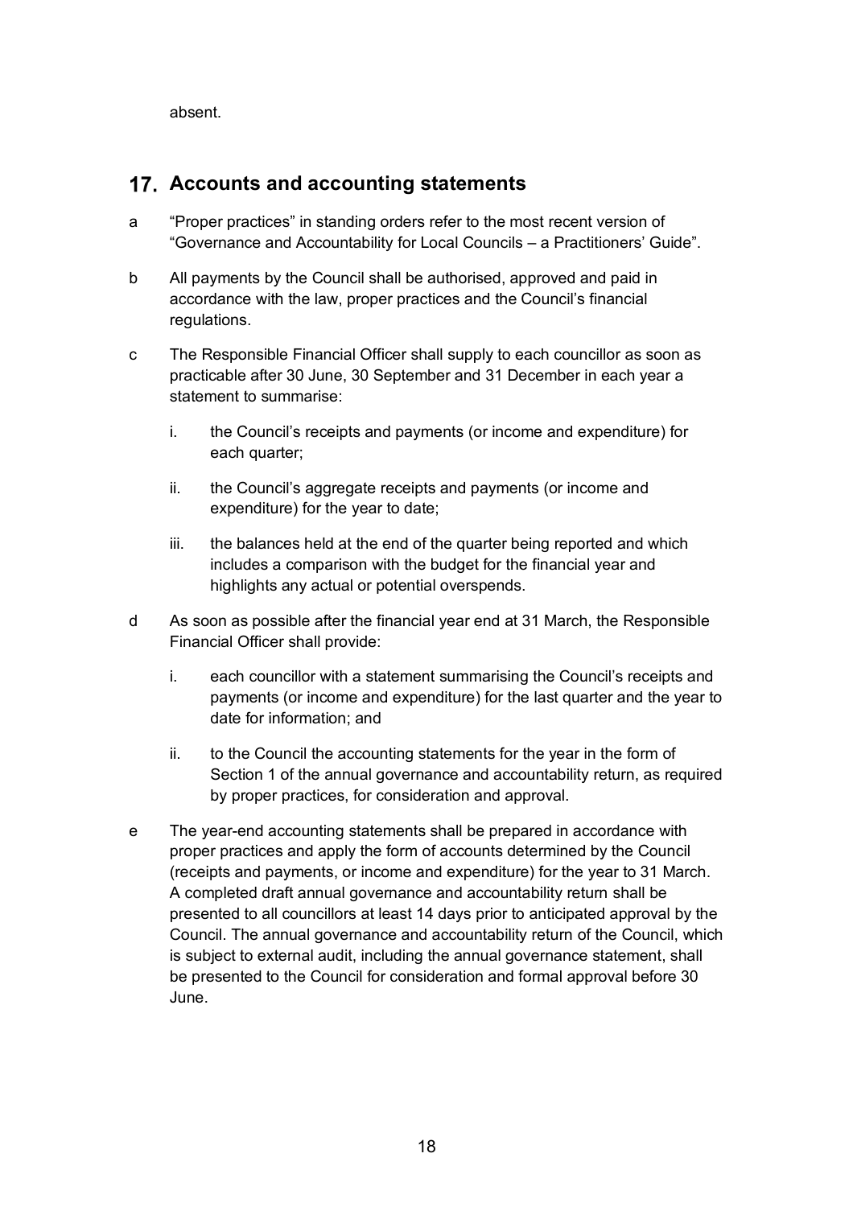absent.

## 17. Accounts and accounting statements

a "Proper practices" in standing orders refer to the most recent version of "Governance and Accountability for Local Councils – a Practitioners' Guide".

b All payments by the Council shall be authorised, approved and paid in accordance with the law, proper practices and the Council's financial regulations.

c The Responsible Financial Officer shall supply to each councillor as soon as practicable after 30 June, 30 September and 31 December in each year a statement to summarise:

   i. the Council's receipts and payments (or income and expenditure) for each quarter;

   ii. the Council's aggregate receipts and payments (or income and expenditure) for the year to date;

   iii. the balances held at the end of the quarter being reported and which includes a comparison with the budget for the financial year and highlights any actual or potential overspends.

d As soon as possible after the financial year end at 31 March, the Responsible Financial Officer shall provide:

   i. each councillor with a statement summarising the Council's receipts and payments (or income and expenditure) for the last quarter and the year to date for information; and

   ii. to the Council the accounting statements for the year in the form of Section 1 of the annual governance and accountability return, as required by proper practices, for consideration and approval.

e The year-end accounting statements shall be prepared in accordance with proper practices and apply the form of accounts determined by the Council (receipts and payments, or income and expenditure) for the year to 31 March. A completed draft annual governance and accountability return shall be presented to all councillors at least 14 days prior to anticipated approval by the Council. The annual governance and accountability return of the Council, which is subject to external audit, including the annual governance statement, shall be presented to the Council for consideration and formal approval before 30 June.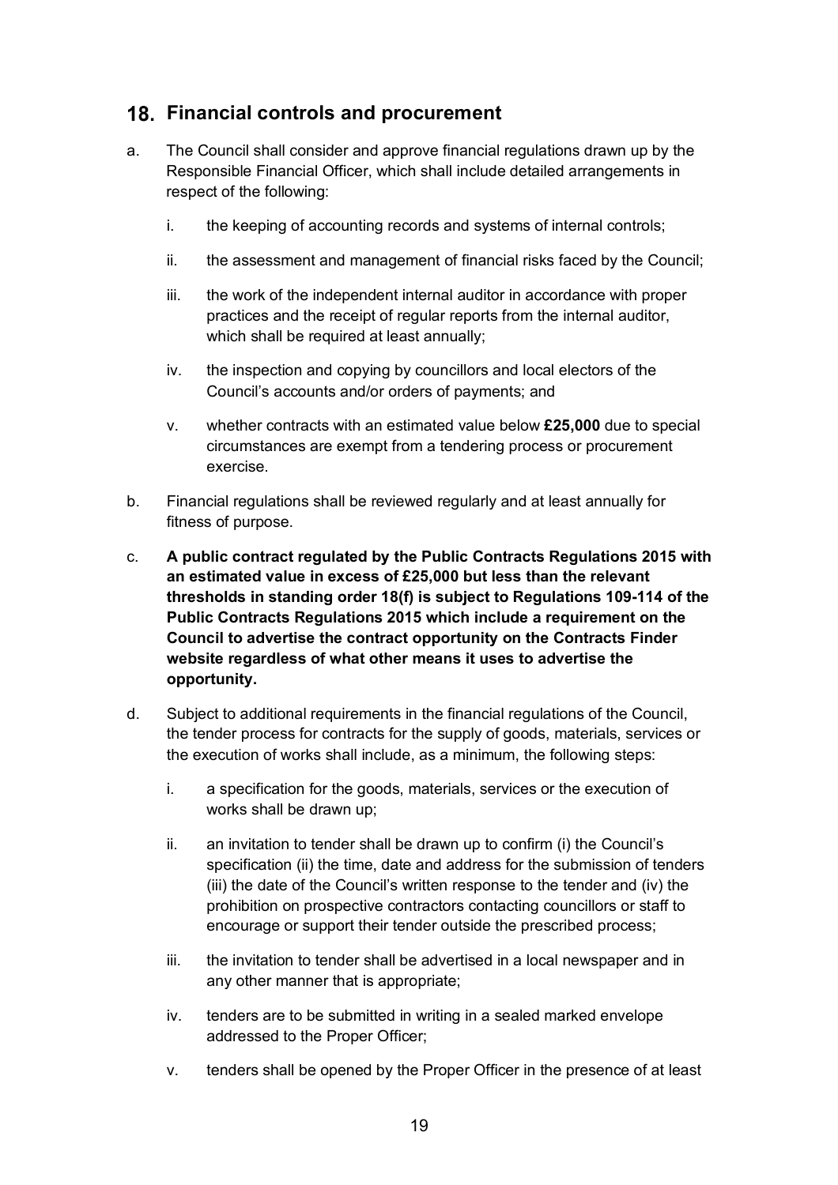## 18. Financial controls and procurement

a. The Council shall consider and approve financial regulations drawn up by the Responsible Financial Officer, which shall include detailed arrangements in respect of the following:

   i. the keeping of accounting records and systems of internal controls;

   ii. the assessment and management of financial risks faced by the Council;

   iii. the work of the independent internal auditor in accordance with proper practices and the receipt of regular reports from the internal auditor, which shall be required at least annually;

   iv. the inspection and copying by councillors and local electors of the Council's accounts and/or orders of payments; and

   v. whether contracts with an estimated value below **£25,000** due to special circumstances are exempt from a tendering process or procurement exercise.

b. Financial regulations shall be reviewed regularly and at least annually for fitness of purpose.

c. **A public contract regulated by the Public Contracts Regulations 2015 with an estimated value in excess of £25,000 but less than the relevant thresholds in standing order 18(f) is subject to Regulations 109-114 of the Public Contracts Regulations 2015 which include a requirement on the Council to advertise the contract opportunity on the Contracts Finder website regardless of what other means it uses to advertise the opportunity.**

d. Subject to additional requirements in the financial regulations of the Council, the tender process for contracts for the supply of goods, materials, services or the execution of works shall include, as a minimum, the following steps:

   i. a specification for the goods, materials, services or the execution of works shall be drawn up;

   ii. an invitation to tender shall be drawn up to confirm (i) the Council's specification (ii) the time, date and address for the submission of tenders (iii) the date of the Council's written response to the tender and (iv) the prohibition on prospective contractors contacting councillors or staff to encourage or support their tender outside the prescribed process;

   iii. the invitation to tender shall be advertised in a local newspaper and in any other manner that is appropriate;

   iv. tenders are to be submitted in writing in a sealed marked envelope addressed to the Proper Officer;

   v. tenders shall be opened by the Proper Officer in the presence of at least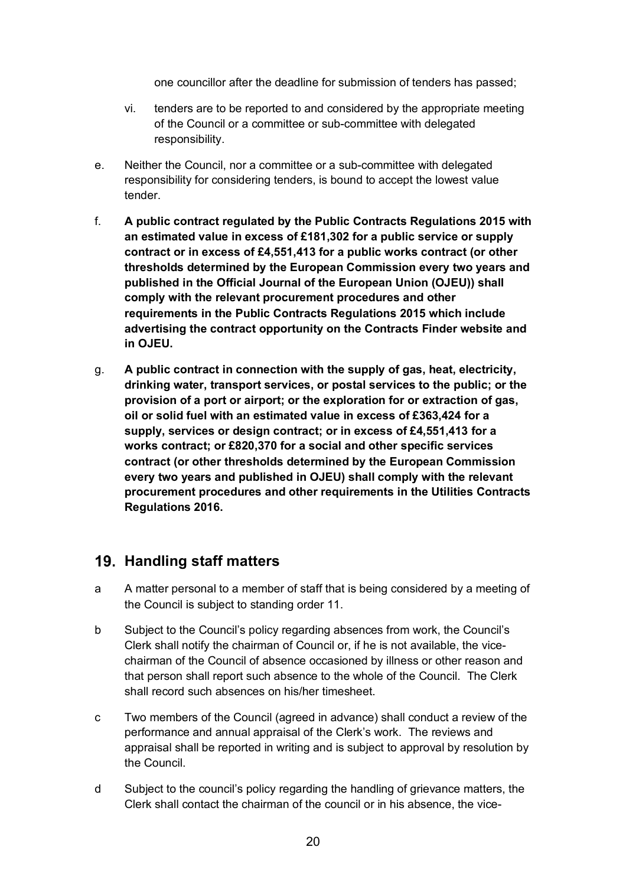one councillor after the deadline for submission of tenders has passed;

vi. tenders are to be reported to and considered by the appropriate meeting of the Council or a committee or sub-committee with delegated responsibility.

e. Neither the Council, nor a committee or a sub-committee with delegated responsibility for considering tenders, is bound to accept the lowest value tender.

f. **A public contract regulated by the Public Contracts Regulations 2015 with an estimated value in excess of £181,302 for a public service or supply contract or in excess of £4,551,413 for a public works contract (or other thresholds determined by the European Commission every two years and published in the Official Journal of the European Union (OJEU)) shall comply with the relevant procurement procedures and other requirements in the Public Contracts Regulations 2015 which include advertising the contract opportunity on the Contracts Finder website and in OJEU.**

g. **A public contract in connection with the supply of gas, heat, electricity, drinking water, transport services, or postal services to the public; or the provision of a port or airport; or the exploration for or extraction of gas, oil or solid fuel with an estimated value in excess of £363,424 for a supply, services or design contract; or in excess of £4,551,413 for a works contract; or £820,370 for a social and other specific services contract (or other thresholds determined by the European Commission every two years and published in OJEU) shall comply with the relevant procurement procedures and other requirements in the Utilities Contracts Regulations 2016.**

## 19. Handling staff matters

a A matter personal to a member of staff that is being considered by a meeting of the Council is subject to standing order 11.

b Subject to the Council's policy regarding absences from work, the Council's Clerk shall notify the chairman of Council or, if he is not available, the vice-chairman of the Council of absence occasioned by illness or other reason and that person shall report such absence to the whole of the Council. The Clerk shall record such absences on his/her timesheet.

c Two members of the Council (agreed in advance) shall conduct a review of the performance and annual appraisal of the Clerk's work. The reviews and appraisal shall be reported in writing and is subject to approval by resolution by the Council.

d Subject to the council's policy regarding the handling of grievance matters, the Clerk shall contact the chairman of the council or in his absence, the vice-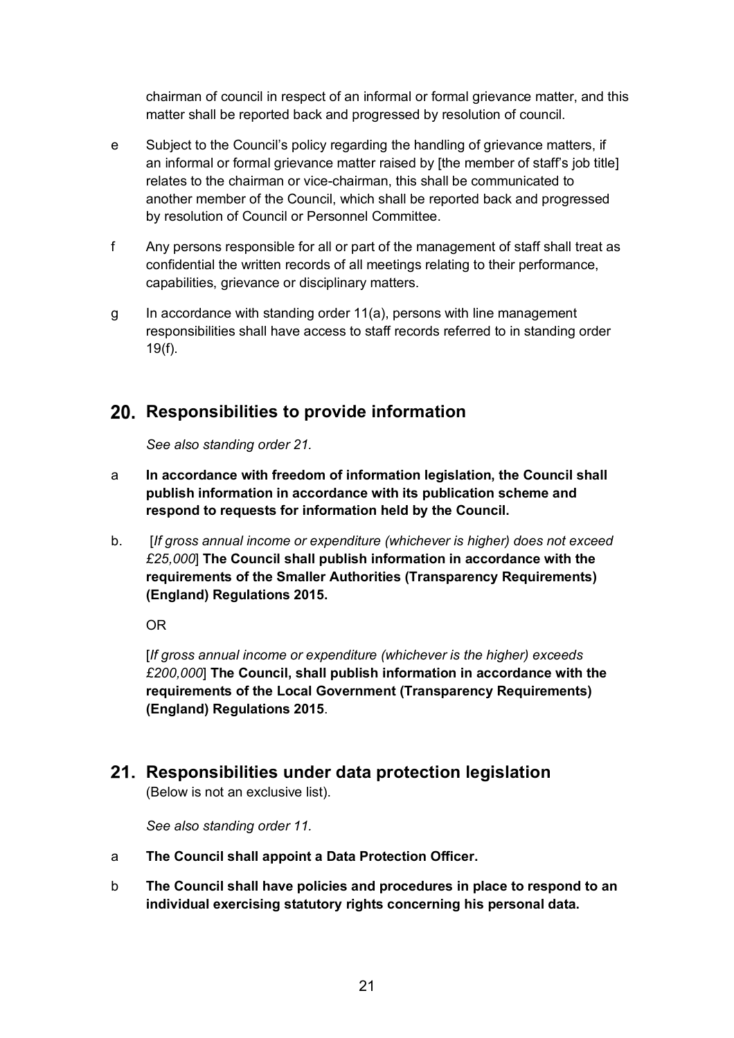chairman of council in respect of an informal or formal grievance matter, and this matter shall be reported back and progressed by resolution of council.

e Subject to the Council's policy regarding the handling of grievance matters, if an informal or formal grievance matter raised by [the member of staff's job title] relates to the chairman or vice-chairman, this shall be communicated to another member of the Council, which shall be reported back and progressed by resolution of Council or Personnel Committee.

f Any persons responsible for all or part of the management of staff shall treat as confidential the written records of all meetings relating to their performance, capabilities, grievance or disciplinary matters.

g In accordance with standing order 11(a), persons with line management responsibilities shall have access to staff records referred to in standing order 19(f).

## 20. Responsibilities to provide information

*See also standing order 21.*

a **In accordance with freedom of information legislation, the Council shall publish information in accordance with its publication scheme and respond to requests for information held by the Council.**

b. [*If gross annual income or expenditure (whichever is higher) does not exceed £25,000*] **The Council shall publish information in accordance with the requirements of the Smaller Authorities (Transparency Requirements) (England) Regulations 2015.**

OR

[*If gross annual income or expenditure (whichever is the higher) exceeds £200,000*] **The Council, shall publish information in accordance with the requirements of the Local Government (Transparency Requirements) (England) Regulations 2015**.

## 21. Responsibilities under data protection legislation

(Below is not an exclusive list).

*See also standing order 11.*

a **The Council shall appoint a Data Protection Officer.**

b **The Council shall have policies and procedures in place to respond to an individual exercising statutory rights concerning his personal data.**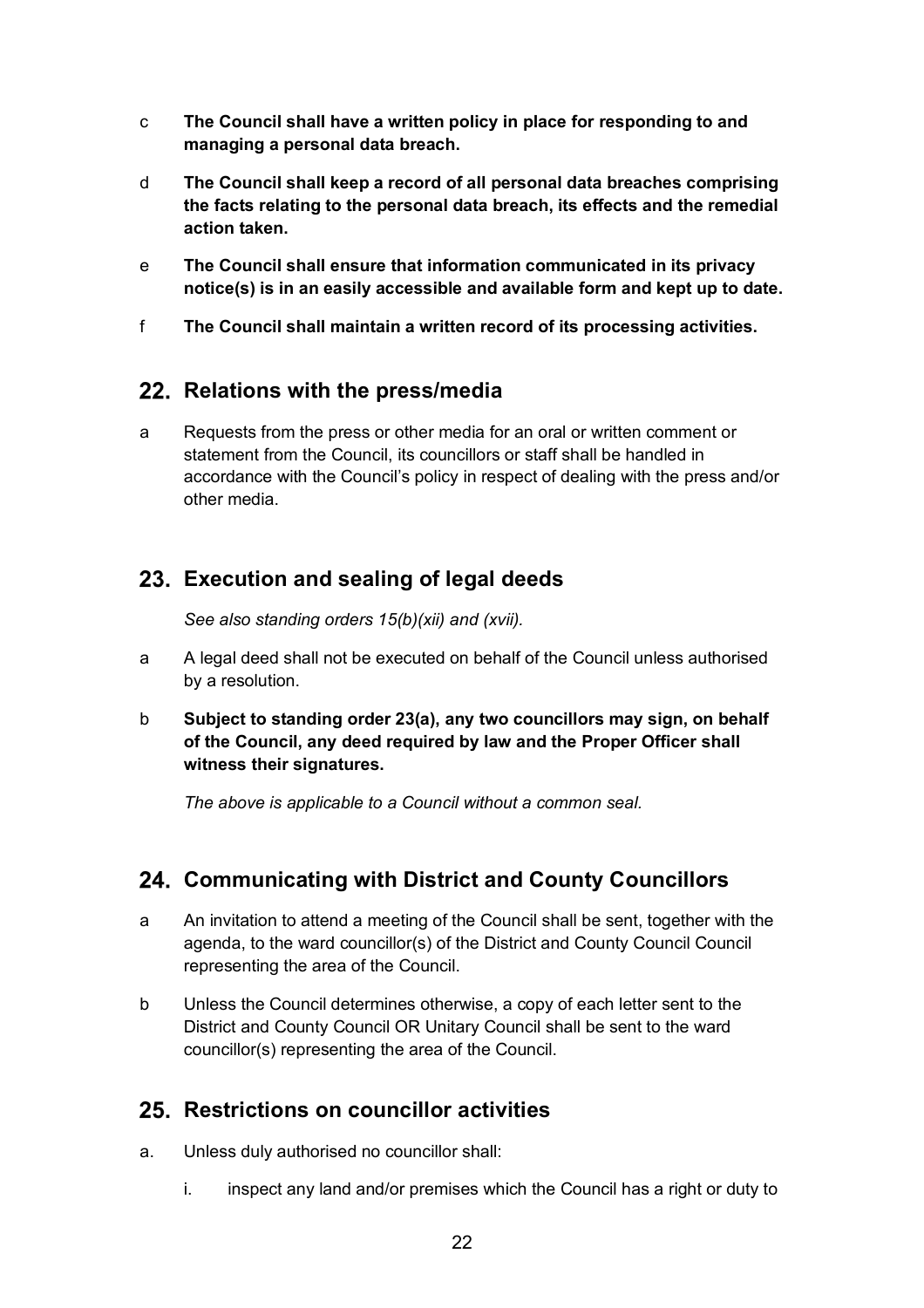c **The Council shall have a written policy in place for responding to and managing a personal data breach.**

d **The Council shall keep a record of all personal data breaches comprising the facts relating to the personal data breach, its effects and the remedial action taken.**

e **The Council shall ensure that information communicated in its privacy notice(s) is in an easily accessible and available form and kept up to date.**

f **The Council shall maintain a written record of its processing activities.**

## 22. Relations with the press/media

a Requests from the press or other media for an oral or written comment or statement from the Council, its councillors or staff shall be handled in accordance with the Council's policy in respect of dealing with the press and/or other media.

## 23. Execution and sealing of legal deeds

*See also standing orders 15(b)(xii) and (xvii).*

a A legal deed shall not be executed on behalf of the Council unless authorised by a resolution.

b **Subject to standing order 23(a), any two councillors may sign, on behalf of the Council, any deed required by law and the Proper Officer shall witness their signatures.**

*The above is applicable to a Council without a common seal.*

## 24. Communicating with District and County Councillors

a An invitation to attend a meeting of the Council shall be sent, together with the agenda, to the ward councillor(s) of the District and County Council Council representing the area of the Council.

b Unless the Council determines otherwise, a copy of each letter sent to the District and County Council OR Unitary Council shall be sent to the ward councillor(s) representing the area of the Council.

## 25. Restrictions on councillor activities

a. Unless duly authorised no councillor shall:

   i. inspect any land and/or premises which the Council has a right or duty to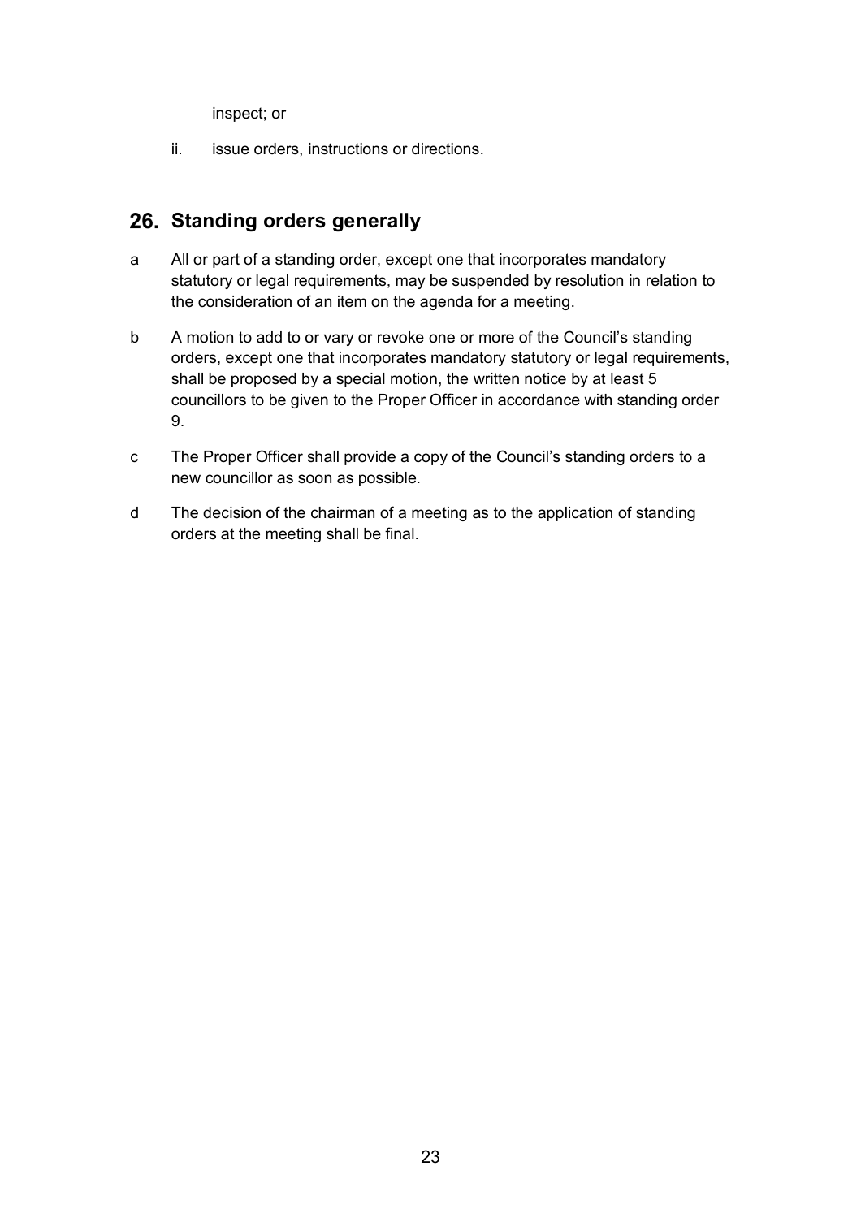inspect; or

ii. issue orders, instructions or directions.

## 26. Standing orders generally

a All or part of a standing order, except one that incorporates mandatory statutory or legal requirements, may be suspended by resolution in relation to the consideration of an item on the agenda for a meeting.

b A motion to add to or vary or revoke one or more of the Council's standing orders, except one that incorporates mandatory statutory or legal requirements, shall be proposed by a special motion, the written notice by at least 5 councillors to be given to the Proper Officer in accordance with standing order 9.

c The Proper Officer shall provide a copy of the Council's standing orders to a new councillor as soon as possible.

d The decision of the chairman of a meeting as to the application of standing orders at the meeting shall be final.